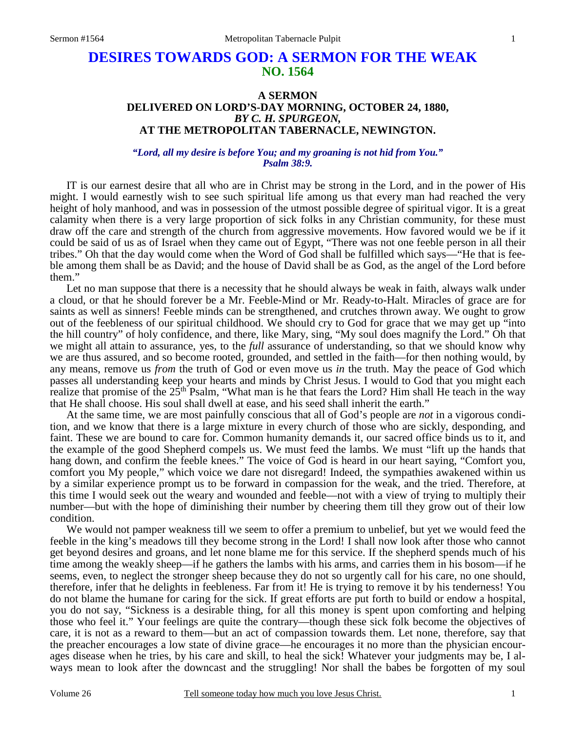# DESIRES TOWARDS GOD: A SERMON FOR THE WEAK
## NO. 1564

### A SERMON
### DELIVERED ON LORD'S-DAY MORNING, OCTOBER 24, 1880,
### *BY C. H. SPURGEON,*
### AT THE METROPOLITAN TABERNACLE, NEWINGTON.

***"Lord, all my desire is before You; and my groaning is not hid from You." Psalm 38:9.***

IT is our earnest desire that all who are in Christ may be strong in the Lord, and in the power of His might. I would earnestly wish to see such spiritual life among us that every man had reached the very height of holy manhood, and was in possession of the utmost possible degree of spiritual vigor. It is a great calamity when there is a very large proportion of sick folks in any Christian community, for these must draw off the care and strength of the church from aggressive movements. How favored would we be if it could be said of us as of Israel when they came out of Egypt, "There was not one feeble person in all their tribes." Oh that the day would come when the Word of God shall be fulfilled which says—"He that is feeble among them shall be as David; and the house of David shall be as God, as the angel of the Lord before them."

Let no man suppose that there is a necessity that he should always be weak in faith, always walk under a cloud, or that he should forever be a Mr. Feeble-Mind or Mr. Ready-to-Halt. Miracles of grace are for saints as well as sinners! Feeble minds can be strengthened, and crutches thrown away. We ought to grow out of the feebleness of our spiritual childhood. We should cry to God for grace that we may get up "into the hill country" of holy confidence, and there, like Mary, sing, "My soul does magnify the Lord." Oh that we might all attain to assurance, yes, to the *full* assurance of understanding, so that we should know why we are thus assured, and so become rooted, grounded, and settled in the faith—for then nothing would, by any means, remove us *from* the truth of God or even move us *in* the truth. May the peace of God which passes all understanding keep your hearts and minds by Christ Jesus. I would to God that you might each realize that promise of the 25th Psalm, "What man is he that fears the Lord? Him shall He teach in the way that He shall choose. His soul shall dwell at ease, and his seed shall inherit the earth."

At the same time, we are most painfully conscious that all of God's people are *not* in a vigorous condition, and we know that there is a large mixture in every church of those who are sickly, desponding, and faint. These we are bound to care for. Common humanity demands it, our sacred office binds us to it, and the example of the good Shepherd compels us. We must feed the lambs. We must "lift up the hands that hang down, and confirm the feeble knees." The voice of God is heard in our heart saying, "Comfort you, comfort you My people," which voice we dare not disregard! Indeed, the sympathies awakened within us by a similar experience prompt us to be forward in compassion for the weak, and the tried. Therefore, at this time I would seek out the weary and wounded and feeble—not with a view of trying to multiply their number—but with the hope of diminishing their number by cheering them till they grow out of their low condition.

We would not pamper weakness till we seem to offer a premium to unbelief, but yet we would feed the feeble in the king's meadows till they become strong in the Lord! I shall now look after those who cannot get beyond desires and groans, and let none blame me for this service. If the shepherd spends much of his time among the weakly sheep—if he gathers the lambs with his arms, and carries them in his bosom—if he seems, even, to neglect the stronger sheep because they do not so urgently call for his care, no one should, therefore, infer that he delights in feebleness. Far from it! He is trying to remove it by his tenderness! You do not blame the humane for caring for the sick. If great efforts are put forth to build or endow a hospital, you do not say, "Sickness is a desirable thing, for all this money is spent upon comforting and helping those who feel it." Your feelings are quite the contrary—though these sick folk become the objectives of care, it is not as a reward to them—but an act of compassion towards them. Let none, therefore, say that the preacher encourages a low state of divine grace—he encourages it no more than the physician encourages disease when he tries, by his care and skill, to heal the sick! Whatever your judgments may be, I always mean to look after the downcast and the struggling! Nor shall the babes be forgotten of my soul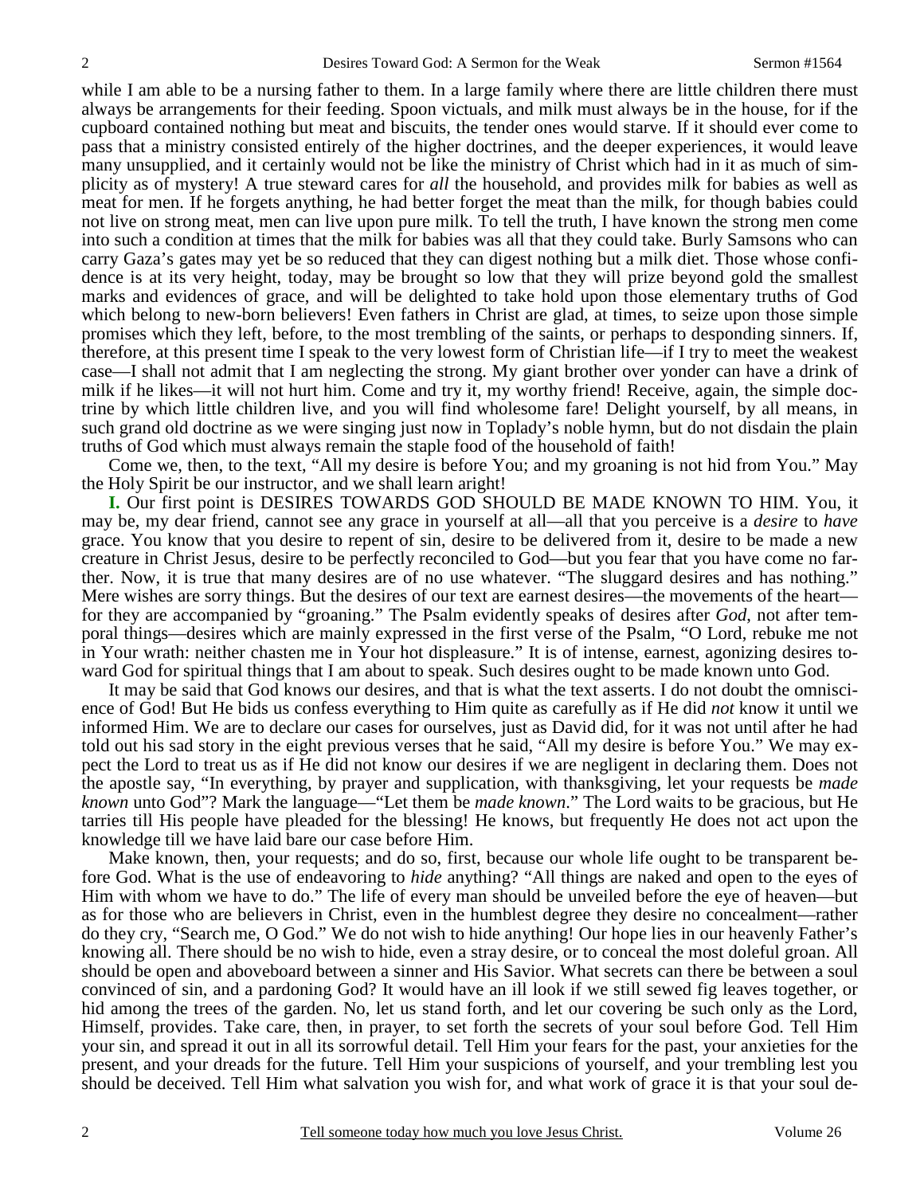while I am able to be a nursing father to them. In a large family where there are little children there must always be arrangements for their feeding. Spoon victuals, and milk must always be in the house, for if the cupboard contained nothing but meat and biscuits, the tender ones would starve. If it should ever come to pass that a ministry consisted entirely of the higher doctrines, and the deeper experiences, it would leave many unsupplied, and it certainly would not be like the ministry of Christ which had in it as much of simplicity as of mystery! A true steward cares for *all* the household, and provides milk for babies as well as meat for men. If he forgets anything, he had better forget the meat than the milk, for though babies could not live on strong meat, men can live upon pure milk. To tell the truth, I have known the strong men come into such a condition at times that the milk for babies was all that they could take. Burly Samsons who can carry Gaza's gates may yet be so reduced that they can digest nothing but a milk diet. Those whose confidence is at its very height, today, may be brought so low that they will prize beyond gold the smallest marks and evidences of grace, and will be delighted to take hold upon those elementary truths of God which belong to new-born believers! Even fathers in Christ are glad, at times, to seize upon those simple promises which they left, before, to the most trembling of the saints, or perhaps to desponding sinners. If, therefore, at this present time I speak to the very lowest form of Christian life—if I try to meet the weakest case—I shall not admit that I am neglecting the strong. My giant brother over yonder can have a drink of milk if he likes—it will not hurt him. Come and try it, my worthy friend! Receive, again, the simple doctrine by which little children live, and you will find wholesome fare! Delight yourself, by all means, in such grand old doctrine as we were singing just now in Toplady's noble hymn, but do not disdain the plain truths of God which must always remain the staple food of the household of faith!

Come we, then, to the text, "All my desire is before You; and my groaning is not hid from You." May the Holy Spirit be our instructor, and we shall learn aright!

**I.** Our first point is DESIRES TOWARDS GOD SHOULD BE MADE KNOWN TO HIM. You, it may be, my dear friend, cannot see any grace in yourself at all—all that you perceive is a *desire* to *have* grace. You know that you desire to repent of sin, desire to be delivered from it, desire to be made a new creature in Christ Jesus, desire to be perfectly reconciled to God—but you fear that you have come no farther. Now, it is true that many desires are of no use whatever. "The sluggard desires and has nothing." Mere wishes are sorry things. But the desires of our text are earnest desires—the movements of the heart—for they are accompanied by "groaning." The Psalm evidently speaks of desires after *God*, not after temporal things—desires which are mainly expressed in the first verse of the Psalm, "O Lord, rebuke me not in Your wrath: neither chasten me in Your hot displeasure." It is of intense, earnest, agonizing desires toward God for spiritual things that I am about to speak. Such desires ought to be made known unto God.

It may be said that God knows our desires, and that is what the text asserts. I do not doubt the omniscience of God! But He bids us confess everything to Him quite as carefully as if He did *not* know it until we informed Him. We are to declare our cases for ourselves, just as David did, for it was not until after he had told out his sad story in the eight previous verses that he said, "All my desire is before You." We may expect the Lord to treat us as if He did not know our desires if we are negligent in declaring them. Does not the apostle say, "In everything, by prayer and supplication, with thanksgiving, let your requests be *made known* unto God"? Mark the language—"Let them be *made known*." The Lord waits to be gracious, but He tarries till His people have pleaded for the blessing! He knows, but frequently He does not act upon the knowledge till we have laid bare our case before Him.

Make known, then, your requests; and do so, first, because our whole life ought to be transparent before God. What is the use of endeavoring to *hide* anything? "All things are naked and open to the eyes of Him with whom we have to do." The life of every man should be unveiled before the eye of heaven—but as for those who are believers in Christ, even in the humblest degree they desire no concealment—rather do they cry, "Search me, O God." We do not wish to hide anything! Our hope lies in our heavenly Father's knowing all. There should be no wish to hide, even a stray desire, or to conceal the most doleful groan. All should be open and aboveboard between a sinner and His Savior. What secrets can there be between a soul convinced of sin, and a pardoning God? It would have an ill look if we still sewed fig leaves together, or hid among the trees of the garden. No, let us stand forth, and let our covering be such only as the Lord, Himself, provides. Take care, then, in prayer, to set forth the secrets of your soul before God. Tell Him your sin, and spread it out in all its sorrowful detail. Tell Him your fears for the past, your anxieties for the present, and your dreads for the future. Tell Him your suspicions of yourself, and your trembling lest you should be deceived. Tell Him what salvation you wish for, and what work of grace it is that your soul de-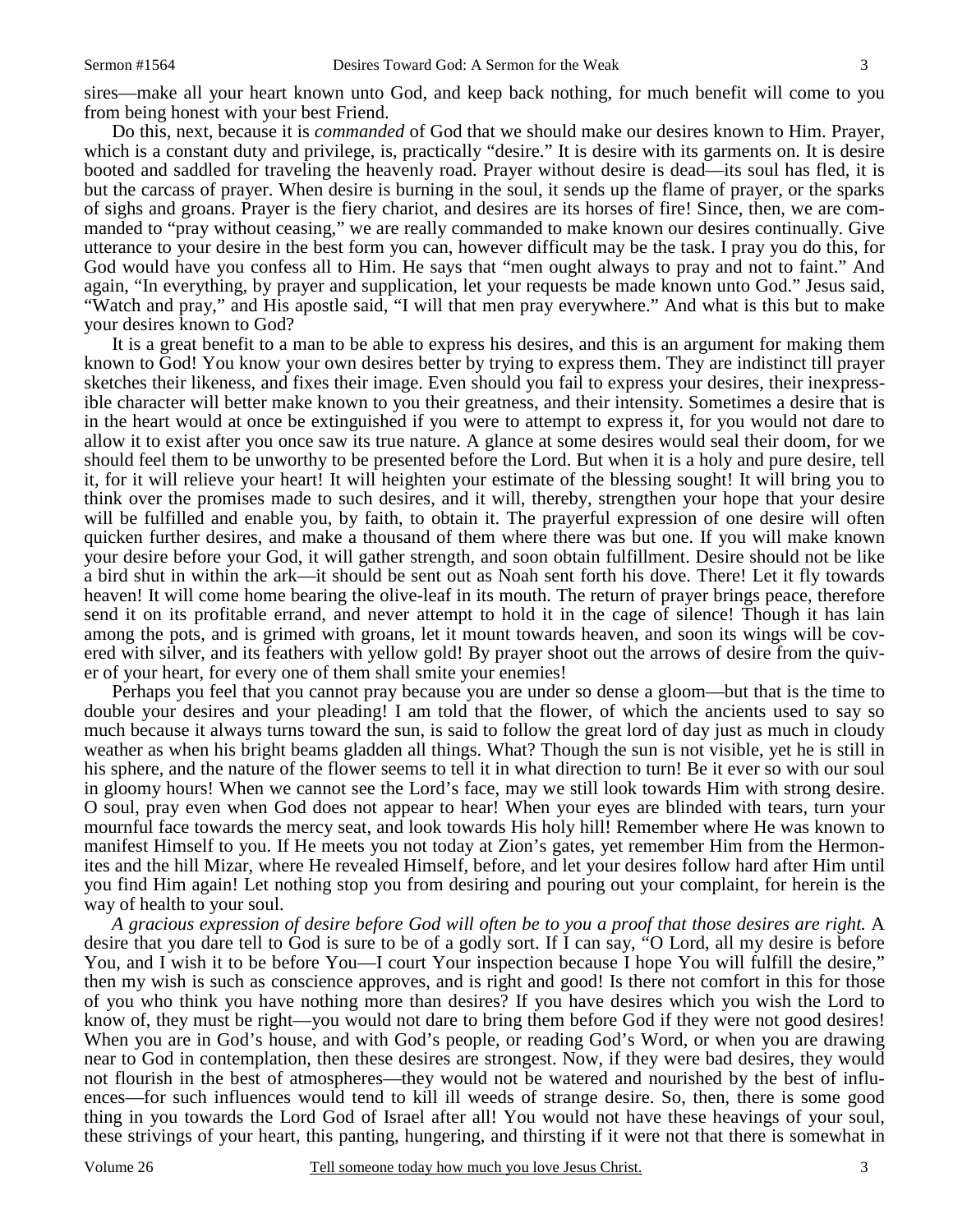sires—make all your heart known unto God, and keep back nothing, for much benefit will come to you from being honest with your best Friend.

Do this, next, because it is *commanded* of God that we should make our desires known to Him. Prayer, which is a constant duty and privilege, is, practically "desire." It is desire with its garments on. It is desire booted and saddled for traveling the heavenly road. Prayer without desire is dead—its soul has fled, it is but the carcass of prayer. When desire is burning in the soul, it sends up the flame of prayer, or the sparks of sighs and groans. Prayer is the fiery chariot, and desires are its horses of fire! Since, then, we are commanded to "pray without ceasing," we are really commanded to make known our desires continually. Give utterance to your desire in the best form you can, however difficult may be the task. I pray you do this, for God would have you confess all to Him. He says that "men ought always to pray and not to faint." And again, "In everything, by prayer and supplication, let your requests be made known unto God." Jesus said, "Watch and pray," and His apostle said, "I will that men pray everywhere." And what is this but to make your desires known to God?

It is a great benefit to a man to be able to express his desires, and this is an argument for making them known to God! You know your own desires better by trying to express them. They are indistinct till prayer sketches their likeness, and fixes their image. Even should you fail to express your desires, their inexpressible character will better make known to you their greatness, and their intensity. Sometimes a desire that is in the heart would at once be extinguished if you were to attempt to express it, for you would not dare to allow it to exist after you once saw its true nature. A glance at some desires would seal their doom, for we should feel them to be unworthy to be presented before the Lord. But when it is a holy and pure desire, tell it, for it will relieve your heart! It will heighten your estimate of the blessing sought! It will bring you to think over the promises made to such desires, and it will, thereby, strengthen your hope that your desire will be fulfilled and enable you, by faith, to obtain it. The prayerful expression of one desire will often quicken further desires, and make a thousand of them where there was but one. If you will make known your desire before your God, it will gather strength, and soon obtain fulfillment. Desire should not be like a bird shut in within the ark—it should be sent out as Noah sent forth his dove. There! Let it fly towards heaven! It will come home bearing the olive-leaf in its mouth. The return of prayer brings peace, therefore send it on its profitable errand, and never attempt to hold it in the cage of silence! Though it has lain among the pots, and is grimed with groans, let it mount towards heaven, and soon its wings will be covered with silver, and its feathers with yellow gold! By prayer shoot out the arrows of desire from the quiver of your heart, for every one of them shall smite your enemies!

Perhaps you feel that you cannot pray because you are under so dense a gloom—but that is the time to double your desires and your pleading! I am told that the flower, of which the ancients used to say so much because it always turns toward the sun, is said to follow the great lord of day just as much in cloudy weather as when his bright beams gladden all things. What? Though the sun is not visible, yet he is still in his sphere, and the nature of the flower seems to tell it in what direction to turn! Be it ever so with our soul in gloomy hours! When we cannot see the Lord's face, may we still look towards Him with strong desire. O soul, pray even when God does not appear to hear! When your eyes are blinded with tears, turn your mournful face towards the mercy seat, and look towards His holy hill! Remember where He was known to manifest Himself to you. If He meets you not today at Zion's gates, yet remember Him from the Hermonites and the hill Mizar, where He revealed Himself, before, and let your desires follow hard after Him until you find Him again! Let nothing stop you from desiring and pouring out your complaint, for herein is the way of health to your soul.

*A gracious expression of desire before God will often be to you a proof that those desires are right.* A desire that you dare tell to God is sure to be of a godly sort. If I can say, "O Lord, all my desire is before You, and I wish it to be before You—I court Your inspection because I hope You will fulfill the desire," then my wish is such as conscience approves, and is right and good! Is there not comfort in this for those of you who think you have nothing more than desires? If you have desires which you wish the Lord to know of, they must be right—you would not dare to bring them before God if they were not good desires! When you are in God's house, and with God's people, or reading God's Word, or when you are drawing near to God in contemplation, then these desires are strongest. Now, if they were bad desires, they would not flourish in the best of atmospheres—they would not be watered and nourished by the best of influences—for such influences would tend to kill ill weeds of strange desire. So, then, there is some good thing in you towards the Lord God of Israel after all! You would not have these heavings of your soul, these strivings of your heart, this panting, hungering, and thirsting if it were not that there is somewhat in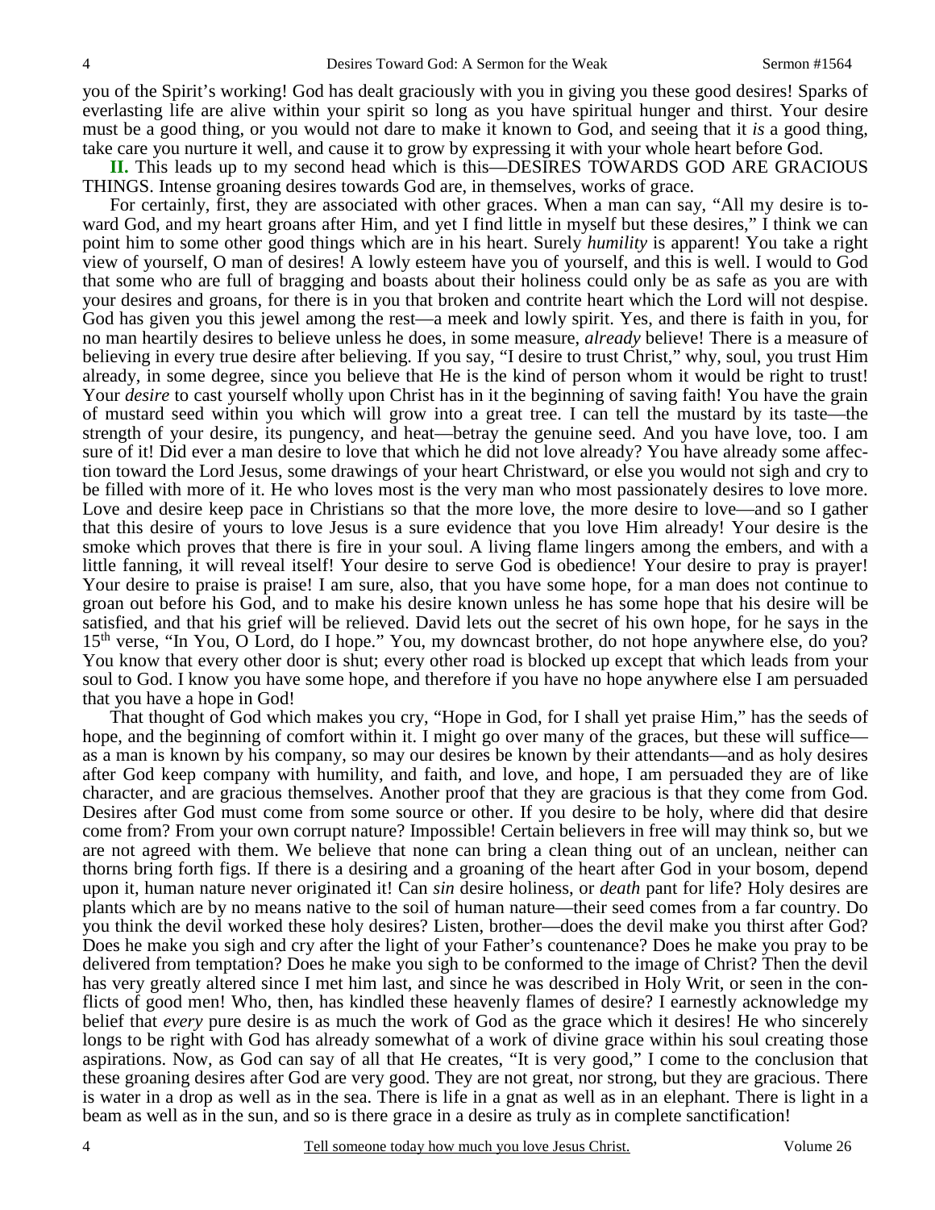you of the Spirit's working! God has dealt graciously with you in giving you these good desires! Sparks of everlasting life are alive within your spirit so long as you have spiritual hunger and thirst. Your desire must be a good thing, or you would not dare to make it known to God, and seeing that it *is* a good thing, take care you nurture it well, and cause it to grow by expressing it with your whole heart before God.

**II.** This leads up to my second head which is this—DESIRES TOWARDS GOD ARE GRACIOUS THINGS. Intense groaning desires towards God are, in themselves, works of grace.

For certainly, first, they are associated with other graces. When a man can say, "All my desire is toward God, and my heart groans after Him, and yet I find little in myself but these desires," I think we can point him to some other good things which are in his heart. Surely *humility* is apparent! You take a right view of yourself, O man of desires! A lowly esteem have you of yourself, and this is well. I would to God that some who are full of bragging and boasts about their holiness could only be as safe as you are with your desires and groans, for there is in you that broken and contrite heart which the Lord will not despise. God has given you this jewel among the rest—a meek and lowly spirit. Yes, and there is faith in you, for no man heartily desires to believe unless he does, in some measure, *already* believe! There is a measure of believing in every true desire after believing. If you say, "I desire to trust Christ," why, soul, you trust Him already, in some degree, since you believe that He is the kind of person whom it would be right to trust! Your *desire* to cast yourself wholly upon Christ has in it the beginning of saving faith! You have the grain of mustard seed within you which will grow into a great tree. I can tell the mustard by its taste—the strength of your desire, its pungency, and heat—betray the genuine seed. And you have love, too. I am sure of it! Did ever a man desire to love that which he did not love already? You have already some affection toward the Lord Jesus, some drawings of your heart Christward, or else you would not sigh and cry to be filled with more of it. He who loves most is the very man who most passionately desires to love more. Love and desire keep pace in Christians so that the more love, the more desire to love—and so I gather that this desire of yours to love Jesus is a sure evidence that you love Him already! Your desire is the smoke which proves that there is fire in your soul. A living flame lingers among the embers, and with a little fanning, it will reveal itself! Your desire to serve God is obedience! Your desire to pray is prayer! Your desire to praise is praise! I am sure, also, that you have some hope, for a man does not continue to groan out before his God, and to make his desire known unless he has some hope that his desire will be satisfied, and that his grief will be relieved. David lets out the secret of his own hope, for he says in the 15th verse, "In You, O Lord, do I hope." You, my downcast brother, do not hope anywhere else, do you? You know that every other door is shut; every other road is blocked up except that which leads from your soul to God. I know you have some hope, and therefore if you have no hope anywhere else I am persuaded that you have a hope in God!

That thought of God which makes you cry, "Hope in God, for I shall yet praise Him," has the seeds of hope, and the beginning of comfort within it. I might go over many of the graces, but these will suffice—as a man is known by his company, so may our desires be known by their attendants—and as holy desires after God keep company with humility, and faith, and love, and hope, I am persuaded they are of like character, and are gracious themselves. Another proof that they are gracious is that they come from God. Desires after God must come from some source or other. If you desire to be holy, where did that desire come from? From your own corrupt nature? Impossible! Certain believers in free will may think so, but we are not agreed with them. We believe that none can bring a clean thing out of an unclean, neither can thorns bring forth figs. If there is a desiring and a groaning of the heart after God in your bosom, depend upon it, human nature never originated it! Can *sin* desire holiness, or *death* pant for life? Holy desires are plants which are by no means native to the soil of human nature—their seed comes from a far country. Do you think the devil worked these holy desires? Listen, brother—does the devil make you thirst after God? Does he make you sigh and cry after the light of your Father's countenance? Does he make you pray to be delivered from temptation? Does he make you sigh to be conformed to the image of Christ? Then the devil has very greatly altered since I met him last, and since he was described in Holy Writ, or seen in the conflicts of good men! Who, then, has kindled these heavenly flames of desire? I earnestly acknowledge my belief that *every* pure desire is as much the work of God as the grace which it desires! He who sincerely longs to be right with God has already somewhat of a work of divine grace within his soul creating those aspirations. Now, as God can say of all that He creates, "It is very good," I come to the conclusion that these groaning desires after God are very good. They are not great, nor strong, but they are gracious. There is water in a drop as well as in the sea. There is life in a gnat as well as in an elephant. There is light in a beam as well as in the sun, and so is there grace in a desire as truly as in complete sanctification!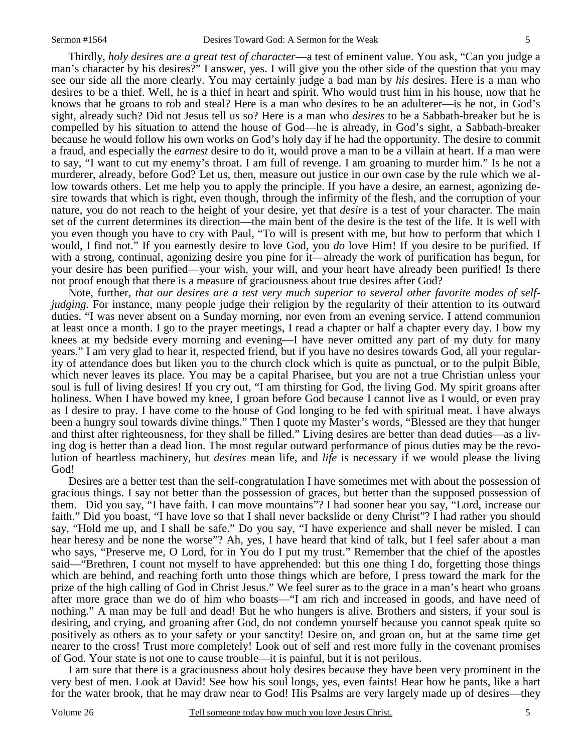Thirdly, *holy desires are a great test of character*—a test of eminent value. You ask, "Can you judge a man's character by his desires?" I answer, yes. I will give you the other side of the question that you may see our side all the more clearly. You may certainly judge a bad man by *his* desires. Here is a man who desires to be a thief. Well, he is a thief in heart and spirit. Who would trust him in his house, now that he knows that he groans to rob and steal? Here is a man who desires to be an adulterer—is he not, in God's sight, already such? Did not Jesus tell us so? Here is a man who *desires* to be a Sabbath-breaker but he is compelled by his situation to attend the house of God—he is already, in God's sight, a Sabbath-breaker because he would follow his own works on God's holy day if he had the opportunity. The desire to commit a fraud, and especially the *earnest* desire to do it, would prove a man to be a villain at heart. If a man were to say, "I want to cut my enemy's throat. I am full of revenge. I am groaning to murder him." Is he not a murderer, already, before God? Let us, then, measure out justice in our own case by the rule which we allow towards others. Let me help you to apply the principle. If you have a desire, an earnest, agonizing desire towards that which is right, even though, through the infirmity of the flesh, and the corruption of your nature, you do not reach to the height of your desire, yet that *desire* is a test of your character. The main set of the current determines its direction—the main bent of the desire is the test of the life. It is well with you even though you have to cry with Paul, "To will is present with me, but how to perform that which I would, I find not." If you earnestly desire to love God, you *do* love Him! If you desire to be purified. If with a strong, continual, agonizing desire you pine for it—already the work of purification has begun, for your desire has been purified—your wish, your will, and your heart have already been purified! Is there not proof enough that there is a measure of graciousness about true desires after God?

Note, further, *that our desires are a test very much superior to several other favorite modes of self-judging*. For instance, many people judge their religion by the regularity of their attention to its outward duties. "I was never absent on a Sunday morning, nor even from an evening service. I attend communion at least once a month. I go to the prayer meetings, I read a chapter or half a chapter every day. I bow my knees at my bedside every morning and evening—I have never omitted any part of my duty for many years." I am very glad to hear it, respected friend, but if you have no desires towards God, all your regularity of attendance does but liken you to the church clock which is quite as punctual, or to the pulpit Bible, which never leaves its place. You may be a capital Pharisee, but you are not a true Christian unless your soul is full of living desires! If you cry out, "I am thirsting for God, the living God. My spirit groans after holiness. When I have bowed my knee, I groan before God because I cannot live as I would, or even pray as I desire to pray. I have come to the house of God longing to be fed with spiritual meat. I have always been a hungry soul towards divine things." Then I quote my Master's words, "Blessed are they that hunger and thirst after righteousness, for they shall be filled." Living desires are better than dead duties—as a living dog is better than a dead lion. The most regular outward performance of pious duties may be the revolution of heartless machinery, but *desires* mean life, and *life* is necessary if we would please the living God!

Desires are a better test than the self-congratulation I have sometimes met with about the possession of gracious things. I say not better than the possession of graces, but better than the supposed possession of them. Did you say, "I have faith. I can move mountains"? I had sooner hear you say, "Lord, increase our faith." Did you boast, "I have love so that I shall never backslide or deny Christ"? I had rather you should say, "Hold me up, and I shall be safe." Do you say, "I have experience and shall never be misled. I can hear heresy and be none the worse"? Ah, yes, I have heard that kind of talk, but I feel safer about a man who says, "Preserve me, O Lord, for in You do I put my trust." Remember that the chief of the apostles said—"Brethren, I count not myself to have apprehended: but this one thing I do, forgetting those things which are behind, and reaching forth unto those things which are before, I press toward the mark for the prize of the high calling of God in Christ Jesus." We feel surer as to the grace in a man's heart who groans after more grace than we do of him who boasts—"I am rich and increased in goods, and have need of nothing." A man may be full and dead! But he who hungers is alive. Brothers and sisters, if your soul is desiring, and crying, and groaning after God, do not condemn yourself because you cannot speak quite so positively as others as to your safety or your sanctity! Desire on, and groan on, but at the same time get nearer to the cross! Trust more completely! Look out of self and rest more fully in the covenant promises of God. Your state is not one to cause trouble—it is painful, but it is not perilous.

I am sure that there is a graciousness about holy desires because they have been very prominent in the very best of men. Look at David! See how his soul longs, yes, even faints! Hear how he pants, like a hart for the water brook, that he may draw near to God! His Psalms are very largely made up of desires—they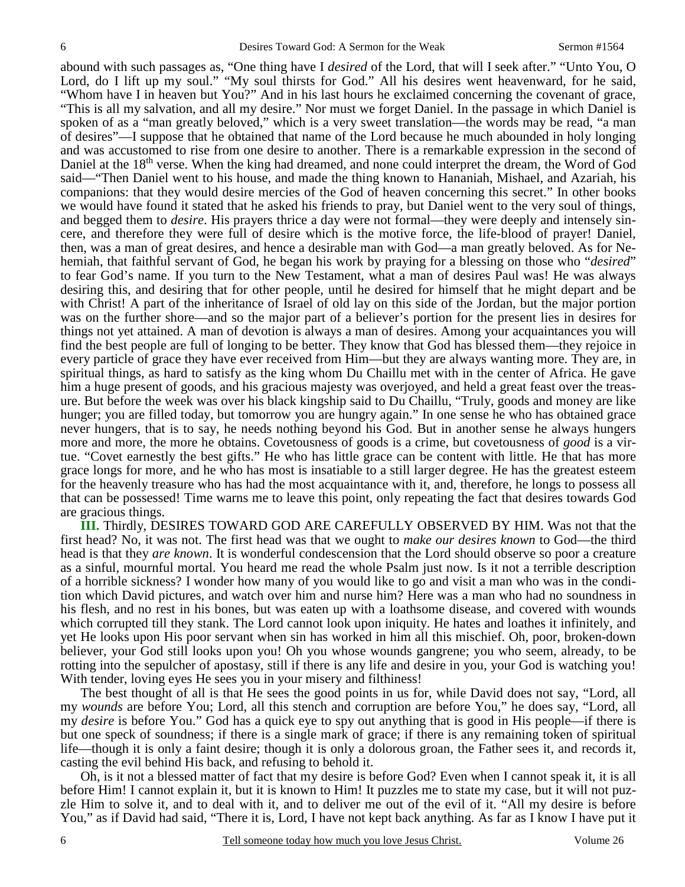abound with such passages as, "One thing have I *desired* of the Lord, that will I seek after." "Unto You, O Lord, do I lift up my soul." "My soul thirsts for God." All his desires went heavenward, for he said, "Whom have I in heaven but You?" And in his last hours he exclaimed concerning the covenant of grace, "This is all my salvation, and all my desire." Nor must we forget Daniel. In the passage in which Daniel is spoken of as a "man greatly beloved," which is a very sweet translation—the words may be read, "a man of desires"—I suppose that he obtained that name of the Lord because he much abounded in holy longing and was accustomed to rise from one desire to another. There is a remarkable expression in the second of Daniel at the 18th verse. When the king had dreamed, and none could interpret the dream, the Word of God said—"Then Daniel went to his house, and made the thing known to Hananiah, Mishael, and Azariah, his companions: that they would desire mercies of the God of heaven concerning this secret." In other books we would have found it stated that he asked his friends to pray, but Daniel went to the very soul of things, and begged them to *desire*. His prayers thrice a day were not formal—they were deeply and intensely sincere, and therefore they were full of desire which is the motive force, the life-blood of prayer! Daniel, then, was a man of great desires, and hence a desirable man with God—a man greatly beloved. As for Nehemiah, that faithful servant of God, he began his work by praying for a blessing on those who "*desired*" to fear God's name. If you turn to the New Testament, what a man of desires Paul was! He was always desiring this, and desiring that for other people, until he desired for himself that he might depart and be with Christ! A part of the inheritance of Israel of old lay on this side of the Jordan, but the major portion was on the further shore—and so the major part of a believer's portion for the present lies in desires for things not yet attained. A man of devotion is always a man of desires. Among your acquaintances you will find the best people are full of longing to be better. They know that God has blessed them—they rejoice in every particle of grace they have ever received from Him—but they are always wanting more. They are, in spiritual things, as hard to satisfy as the king whom Du Chaillu met with in the center of Africa. He gave him a huge present of goods, and his gracious majesty was overjoyed, and held a great feast over the treasure. But before the week was over his black kingship said to Du Chaillu, "Truly, goods and money are like hunger; you are filled today, but tomorrow you are hungry again." In one sense he who has obtained grace never hungers, that is to say, he needs nothing beyond his God. But in another sense he always hungers more and more, the more he obtains. Covetousness of goods is a crime, but covetousness of *good* is a virtue. "Covet earnestly the best gifts." He who has little grace can be content with little. He that has more grace longs for more, and he who has most is insatiable to a still larger degree. He has the greatest esteem for the heavenly treasure who has had the most acquaintance with it, and, therefore, he longs to possess all that can be possessed! Time warns me to leave this point, only repeating the fact that desires towards God are gracious things.

**III.** Thirdly, DESIRES TOWARD GOD ARE CAREFULLY OBSERVED BY HIM. Was not that the first head? No, it was not. The first head was that we ought to *make our desires known* to God—the third head is that they *are known*. It is wonderful condescension that the Lord should observe so poor a creature as a sinful, mournful mortal. You heard me read the whole Psalm just now. Is it not a terrible description of a horrible sickness? I wonder how many of you would like to go and visit a man who was in the condition which David pictures, and watch over him and nurse him? Here was a man who had no soundness in his flesh, and no rest in his bones, but was eaten up with a loathsome disease, and covered with wounds which corrupted till they stank. The Lord cannot look upon iniquity. He hates and loathes it infinitely, and yet He looks upon His poor servant when sin has worked in him all this mischief. Oh, poor, broken-down believer, your God still looks upon you! Oh you whose wounds gangrene; you who seem, already, to be rotting into the sepulcher of apostasy, still if there is any life and desire in you, your God is watching you! With tender, loving eyes He sees you in your misery and filthiness!

The best thought of all is that He sees the good points in us for, while David does not say, "Lord, all my *wounds* are before You; Lord, all this stench and corruption are before You," he does say, "Lord, all my *desire* is before You." God has a quick eye to spy out anything that is good in His people—if there is but one speck of soundness; if there is a single mark of grace; if there is any remaining token of spiritual life—though it is only a faint desire; though it is only a dolorous groan, the Father sees it, and records it, casting the evil behind His back, and refusing to behold it.

Oh, is it not a blessed matter of fact that my desire is before God? Even when I cannot speak it, it is all before Him! I cannot explain it, but it is known to Him! It puzzles me to state my case, but it will not puzzle Him to solve it, and to deal with it, and to deliver me out of the evil of it. "All my desire is before You," as if David had said, "There it is, Lord, I have not kept back anything. As far as I know I have put it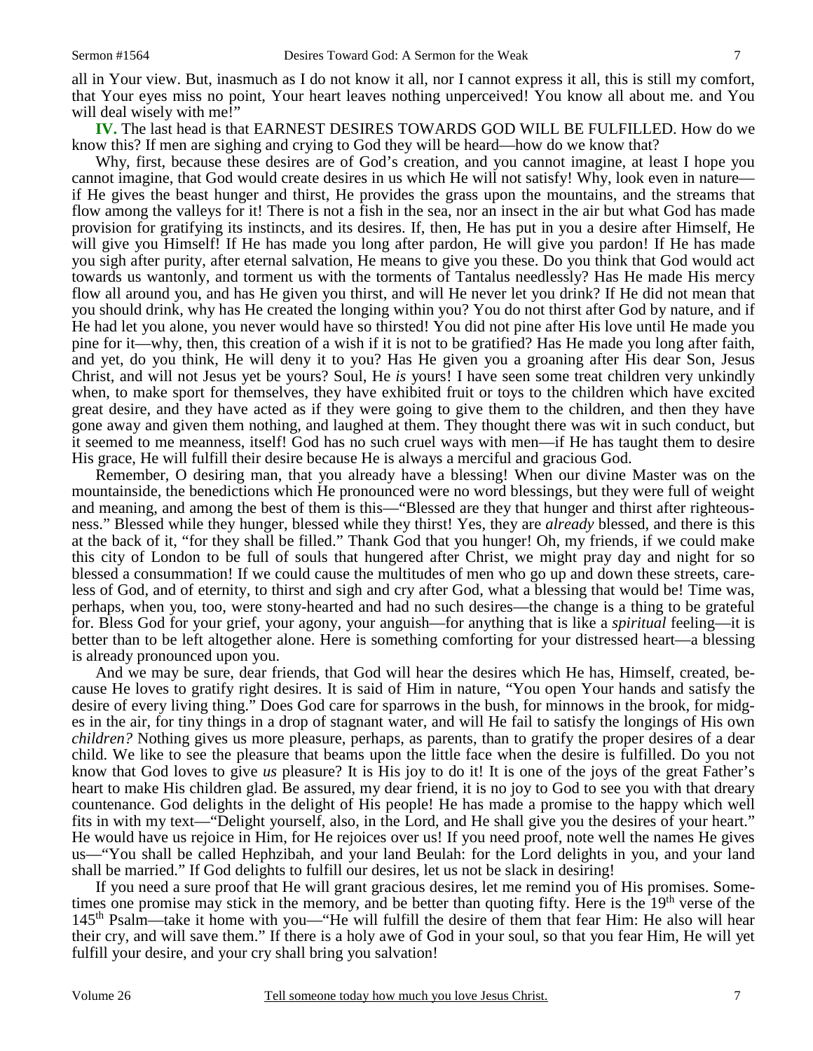all in Your view. But, inasmuch as I do not know it all, nor I cannot express it all, this is still my comfort, that Your eyes miss no point, Your heart leaves nothing unperceived! You know all about me. and You will deal wisely with me!"

**IV.** The last head is that EARNEST DESIRES TOWARDS GOD WILL BE FULFILLED. How do we know this? If men are sighing and crying to God they will be heard—how do we know that?

Why, first, because these desires are of God's creation, and you cannot imagine, at least I hope you cannot imagine, that God would create desires in us which He will not satisfy! Why, look even in nature—if He gives the beast hunger and thirst, He provides the grass upon the mountains, and the streams that flow among the valleys for it! There is not a fish in the sea, nor an insect in the air but what God has made provision for gratifying its instincts, and its desires. If, then, He has put in you a desire after Himself, He will give you Himself! If He has made you long after pardon, He will give you pardon! If He has made you sigh after purity, after eternal salvation, He means to give you these. Do you think that God would act towards us wantonly, and torment us with the torments of Tantalus needlessly? Has He made His mercy flow all around you, and has He given you thirst, and will He never let you drink? If He did not mean that you should drink, why has He created the longing within you? You do not thirst after God by nature, and if He had let you alone, you never would have so thirsted! You did not pine after His love until He made you pine for it—why, then, this creation of a wish if it is not to be gratified? Has He made you long after faith, and yet, do you think, He will deny it to you? Has He given you a groaning after His dear Son, Jesus Christ, and will not Jesus yet be yours? Soul, He *is* yours! I have seen some treat children very unkindly when, to make sport for themselves, they have exhibited fruit or toys to the children which have excited great desire, and they have acted as if they were going to give them to the children, and then they have gone away and given them nothing, and laughed at them. They thought there was wit in such conduct, but it seemed to me meanness, itself! God has no such cruel ways with men—if He has taught them to desire His grace, He will fulfill their desire because He is always a merciful and gracious God.

Remember, O desiring man, that you already have a blessing! When our divine Master was on the mountainside, the benedictions which He pronounced were no word blessings, but they were full of weight and meaning, and among the best of them is this—"Blessed are they that hunger and thirst after righteousness." Blessed while they hunger, blessed while they thirst! Yes, they are *already* blessed, and there is this at the back of it, "for they shall be filled." Thank God that you hunger! Oh, my friends, if we could make this city of London to be full of souls that hungered after Christ, we might pray day and night for so blessed a consummation! If we could cause the multitudes of men who go up and down these streets, careless of God, and of eternity, to thirst and sigh and cry after God, what a blessing that would be! Time was, perhaps, when you, too, were stony-hearted and had no such desires—the change is a thing to be grateful for. Bless God for your grief, your agony, your anguish—for anything that is like a *spiritual* feeling—it is better than to be left altogether alone. Here is something comforting for your distressed heart—a blessing is already pronounced upon you.

And we may be sure, dear friends, that God will hear the desires which He has, Himself, created, because He loves to gratify right desires. It is said of Him in nature, "You open Your hands and satisfy the desire of every living thing." Does God care for sparrows in the bush, for minnows in the brook, for midges in the air, for tiny things in a drop of stagnant water, and will He fail to satisfy the longings of His own *children?* Nothing gives us more pleasure, perhaps, as parents, than to gratify the proper desires of a dear child. We like to see the pleasure that beams upon the little face when the desire is fulfilled. Do you not know that God loves to give *us* pleasure? It is His joy to do it! It is one of the joys of the great Father's heart to make His children glad. Be assured, my dear friend, it is no joy to God to see you with that dreary countenance. God delights in the delight of His people! He has made a promise to the happy which well fits in with my text—"Delight yourself, also, in the Lord, and He shall give you the desires of your heart." He would have us rejoice in Him, for He rejoices over us! If you need proof, note well the names He gives us—"You shall be called Hephzibah, and your land Beulah: for the Lord delights in you, and your land shall be married." If God delights to fulfill our desires, let us not be slack in desiring!

If you need a sure proof that He will grant gracious desires, let me remind you of His promises. Sometimes one promise may stick in the memory, and be better than quoting fifty. Here is the 19th verse of the 145th Psalm—take it home with you—"He will fulfill the desire of them that fear Him: He also will hear their cry, and will save them." If there is a holy awe of God in your soul, so that you fear Him, He will yet fulfill your desire, and your cry shall bring you salvation!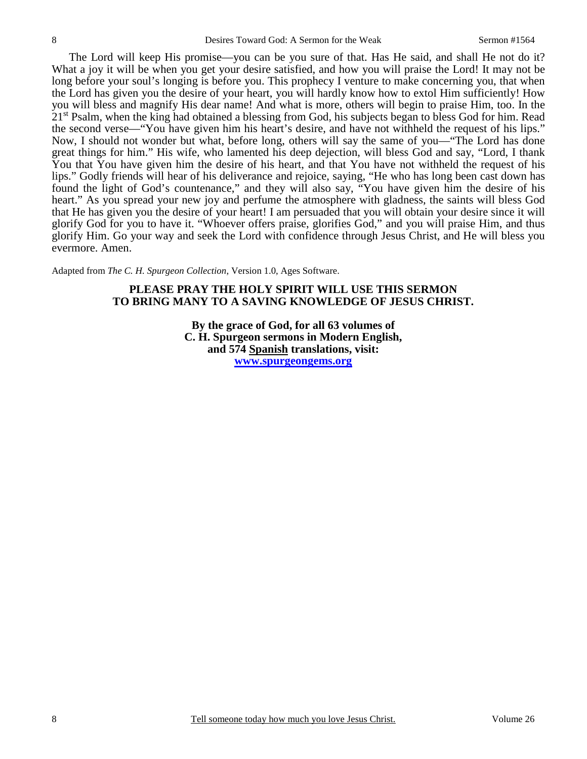The Lord will keep His promise—you can be you sure of that. Has He said, and shall He not do it? What a joy it will be when you get your desire satisfied, and how you will praise the Lord! It may not be long before your soul's longing is before you. This prophecy I venture to make concerning you, that when the Lord has given you the desire of your heart, you will hardly know how to extol Him sufficiently! How you will bless and magnify His dear name! And what is more, others will begin to praise Him, too. In the 21st Psalm, when the king had obtained a blessing from God, his subjects began to bless God for him. Read the second verse—"You have given him his heart's desire, and have not withheld the request of his lips." Now, I should not wonder but what, before long, others will say the same of you—"The Lord has done great things for him." His wife, who lamented his deep dejection, will bless God and say, "Lord, I thank You that You have given him the desire of his heart, and that You have not withheld the request of his lips." Godly friends will hear of his deliverance and rejoice, saying, "He who has long been cast down has found the light of God's countenance," and they will also say, "You have given him the desire of his heart." As you spread your new joy and perfume the atmosphere with gladness, the saints will bless God that He has given you the desire of your heart! I am persuaded that you will obtain your desire since it will glorify God for you to have it. "Whoever offers praise, glorifies God," and you will praise Him, and thus glorify Him. Go your way and seek the Lord with confidence through Jesus Christ, and He will bless you evermore. Amen.

Adapted from *The C. H. Spurgeon Collection*, Version 1.0, Ages Software.

**PLEASE PRAY THE HOLY SPIRIT WILL USE THIS SERMON TO BRING MANY TO A SAVING KNOWLEDGE OF JESUS CHRIST.**

**By the grace of God, for all 63 volumes of C. H. Spurgeon sermons in Modern English, and 574 Spanish translations, visit: www.spurgeongems.org**

Tell someone today how much you love Jesus Christ.